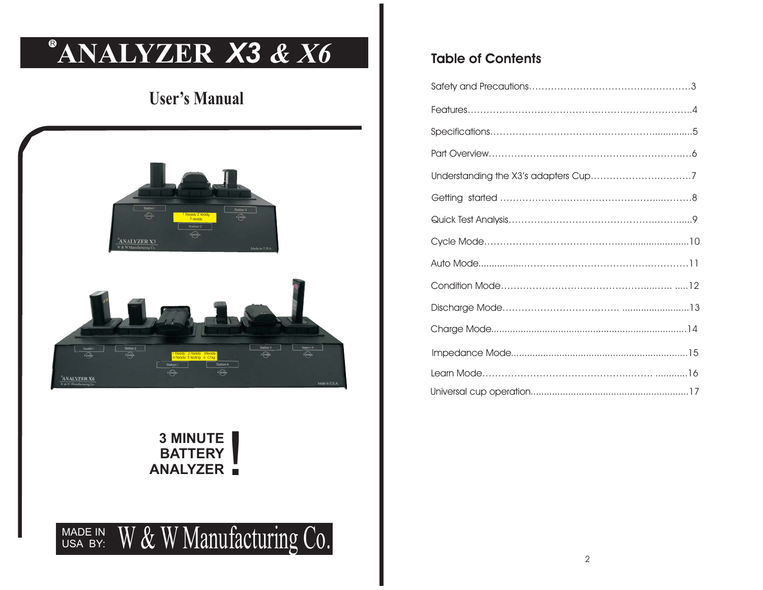# ®ANALYZER *X3 & X6*

## User's Manual

**3 MINUTE BATTERY ANALYZER!**

MADE IN USA BY: W & W Manufacturing Co.

## Table of Contents

Safety and Precautions......................................3

Features......................................4

Specifications......................................5

Part Overview......................................6

Understanding the X3's adapters Cup......................................7

Getting started ......................................8

Quick Test Analysis......................................9

Cycle Mode......................................10

Auto Mode......................................11

Condition Mode......................................12

Discharge Mode......................................13

Charge Mode......................................14

Impedance Mode......................................15

Learn Mode......................................16

Universal cup operation......................................17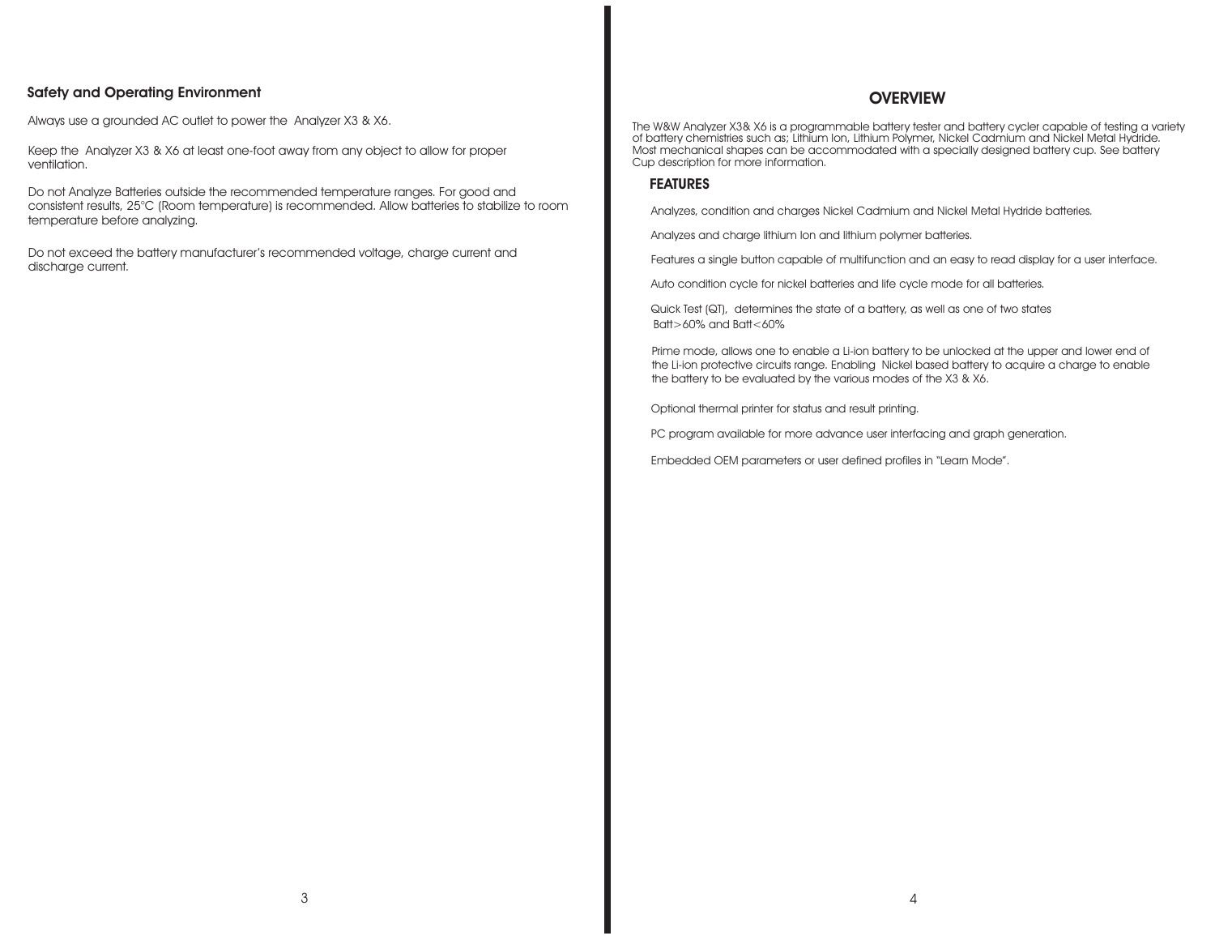## Safety and Operating Environment

Always use a grounded AC outlet to power the  Analyzer X3 & X6.

Keep the  Analyzer X3 & X6 at least one-foot away from any object to allow for proper ventilation.

Do not Analyze Batteries outside the recommended temperature ranges. For good and consistent results, 25°C (Room temperature) is recommended. Allow batteries to stabilize to room temperature before analyzing.

Do not exceed the battery manufacturer's recommended voltage, charge current and discharge current.

## OVERVIEW

The W&W Analyzer X3& X6 is a programmable battery tester and battery cycler capable of testing a variety of battery chemistries such as; Lithium Ion, Lithium Polymer, Nickel Cadmium and Nickel Metal Hydride. Most mechanical shapes can be accommodated with a specially designed battery cup. See battery Cup description for more information.

### FEATURES

Analyzes, condition and charges Nickel Cadmium and Nickel Metal Hydride batteries.

Analyzes and charge lithium Ion and lithium polymer batteries.

Features a single button capable of multifunction and an easy to read display for a user interface.

Auto condition cycle for nickel batteries and life cycle mode for all batteries.

Quick Test (QT),  determines the state of a battery, as well as one of two states Batt>60% and Batt<60%

Prime mode, allows one to enable a Li-ion battery to be unlocked at the upper and lower end of the Li-ion protective circuits range. Enabling  Nickel based battery to acquire a charge to enable the battery to be evaluated by the various modes of the X3 & X6.

Optional thermal printer for status and result printing.

PC program available for more advance user interfacing and graph generation.

Embedded OEM parameters or user defined profiles in "Learn Mode".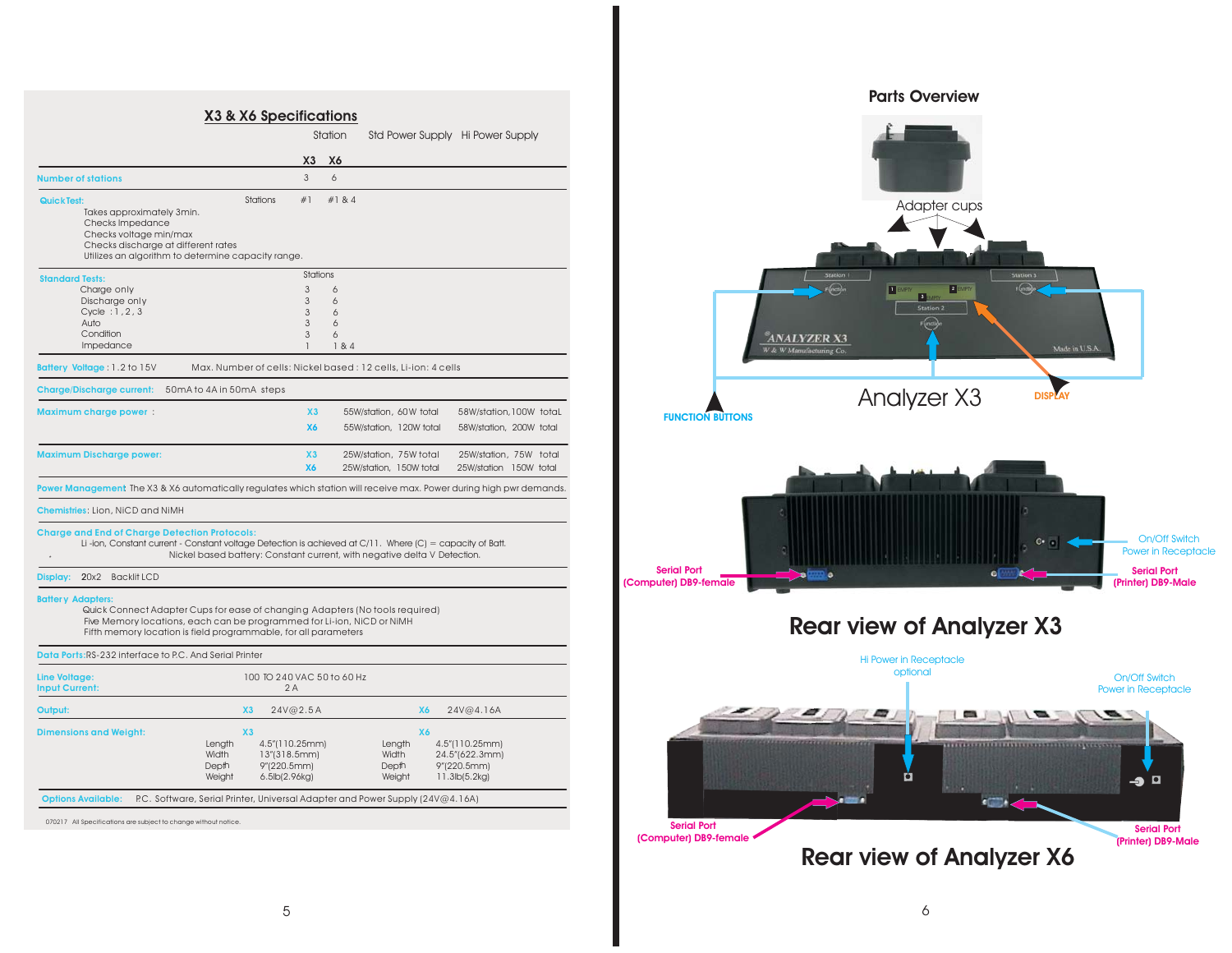## X3 & X6 Specifications

| | Station | Std Power Supply | Hi Power Supply |
|---|---|---|---|
| | X3 X6 | | |
| **Number of stations** | 3 6 | | |

**QuickTest:** Stations #1 #1 & 4

Takes approximately 3min.
Checks Impedance
Checks voltage min/max
Checks discharge at different rates
Utilizes an algorithm to determine capacity range.

**Standard Tests:**

| | Stations X3 | X6 |
|---|---|---|
| Charge only | 3 | 6 |
| Discharge only | 3 | 6 |
| Cycle : 1 , 2 , 3 | 3 | 6 |
| Auto | 3 | 6 |
| Condition | 3 | 6 |
| Impedance | 1 | 1 & 4 |

**Battery Voltage** : 1.2 to 15V    Max. Number of cells: Nickel based : 12 cells, Li-ion: 4 cells

**Charge/Discharge current:** 50mA to 4A in 50mA steps

| | | Std Power Supply | Hi Power Supply |
|---|---|---|---|
| **Maximum charge power** : | X3 | 55W/station, 60W total | 58W/station, 100W totaL |
| | X6 | 55W/station, 120W total | 58W/station, 200W total |
| **Maximum Discharge power:** | X3 | 25W/station, 75W total | 25W/station, 75W total |
| | X6 | 25W/station, 150W total | 25W/station 150W total |

**Power Management** The X3 & X6 automatically regulates which station will receive max. Power during high pwr demands.

**Chemistries**: Lion, NiCD and NiMH

**Charge and End of Charge Detection Protocols:**
Li -ion, Constant current - Constant voltage Detection is achieved at C/11. Where (C) = capacity of Batt.
Nickel based battery: Constant current, with negative delta V Detection.

**Display:** 20x2 Backlit LCD

**Battery Adapters:**
Quick Connect Adapter Cups for ease of changing Adapters (No tools required)
Five Memory locations, each can be programmed for Li-ion, NiCD or NiMH
Fifth memory location is field programmable, for all parameters

**Data Ports**:RS-232 interface to P.C. And Serial Printer

**Line Voltage:** 100 TO 240 VAC 50 to 60 Hz
**Input Current:** 2 A

**Output:** X3 24V@2.5A    X6 24V@4.16A

**Dimensions and Weight:**

| X3 | | X6 | |
|---|---|---|---|
| Length | 4.5"(110.25mm) | Length | 4.5"(110.25mm) |
| Width | 13"(318.5mm) | Width | 24.5"(622.3mm) |
| Depth | 9"(220.5mm) | Depth | 9"(220.5mm) |
| Weight | 6.5lb(2.96kg) | Weight | 11.3lb(5.2kg) |

**Options Available:** P.C. Software, Serial Printer, Universal Adapter and Power Supply (24V@4.16A)

070217 All Specifications are subject to change without notice.

## Parts Overview

Adapter cups

Analyzer X3

FUNCTION BUTTONS

DISPLAY

On/Off Switch
Power in Receptacle

Serial Port
(Computer) DB9-female

Serial Port
(Printer) DB9-Male

## Rear view of Analyzer X3

Hi Power in Receptacle
optional

On/Off Switch
Power in Receptacle

Serial Port
(Computer) DB9-female

Serial Port
(Printer) DB9-Male

## Rear view of Analyzer X6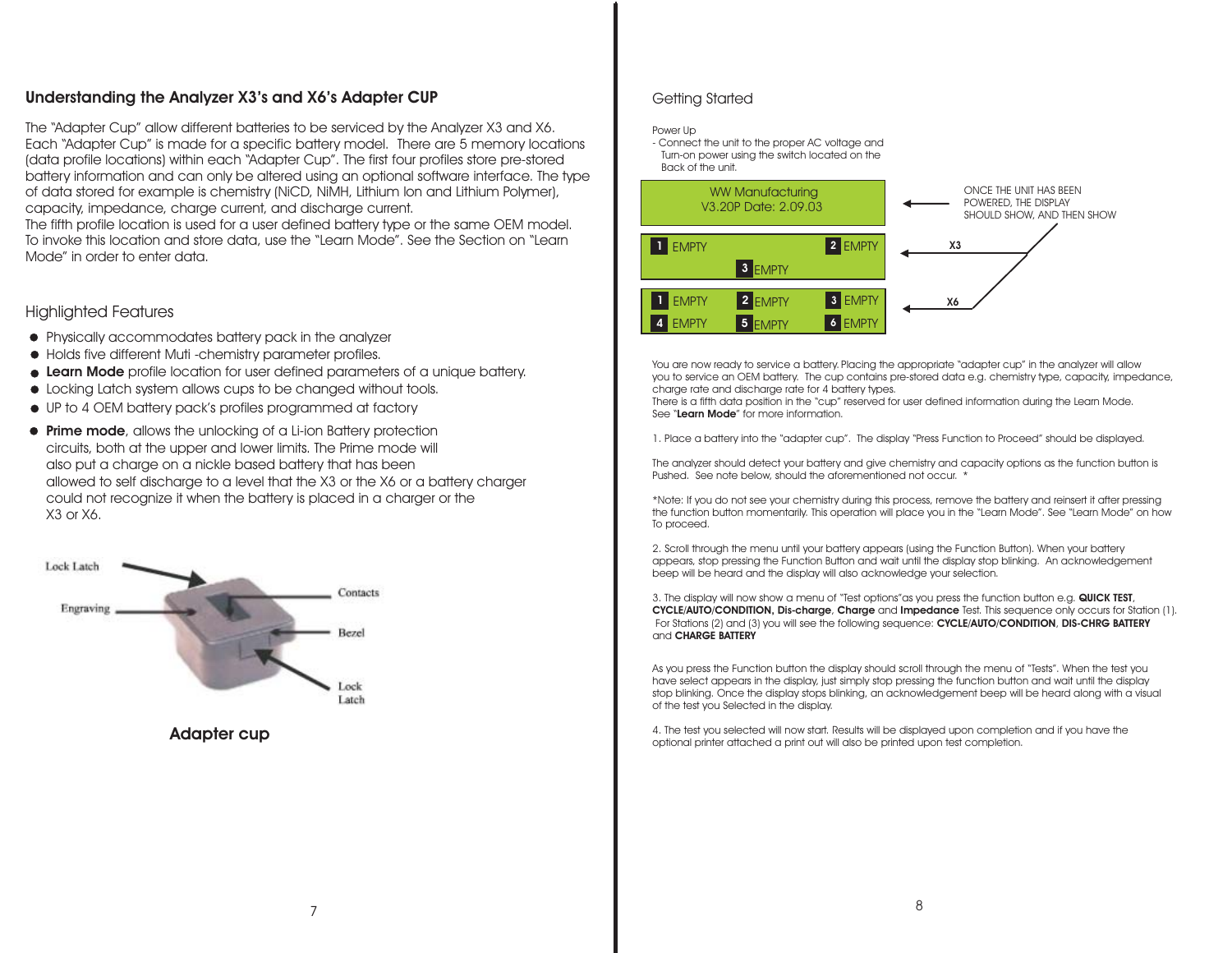## Understanding the Analyzer X3's and X6's Adapter CUP

The "Adapter Cup" allow different batteries to be serviced by the Analyzer X3 and X6. Each "Adapter Cup" is made for a specific battery model. There are 5 memory locations (data profile locations) within each "Adapter Cup". The first four profiles store pre-stored battery information and can only be altered using an optional software interface. The type of data stored for example is chemistry (NiCD, NiMH, Lithium Ion and Lithium Polymer), capacity, impedance, charge current, and discharge current.
The fifth profile location is used for a user defined battery type or the same OEM model. To invoke this location and store data, use the "Learn Mode". See the Section on "Learn Mode" in order to enter data.

### Highlighted Features

- Physically accommodates battery pack in the analyzer
- Holds five different Muti -chemistry parameter profiles.
- **Learn Mode** profile location for user defined parameters of a unique battery.
- Locking Latch system allows cups to be changed without tools.
- UP to 4 OEM battery pack's profiles programmed at factory
- **Prime mode**, allows the unlocking of a Li-ion Battery protection circuits, both at the upper and lower limits. The Prime mode will also put a charge on a nickle based battery that has been allowed to self discharge to a level that the X3 or the X6 or a battery charger could not recognize it when the battery is placed in a charger or the X3 or X6.

Lock Latch
Engraving
Contacts
Bezel
Lock Latch

**Adapter cup**

## Getting Started

Power Up
- Connect the unit to the proper AC voltage and Turn-on power using the switch located on the Back of the unit.

WW Manufacturing
V3.20P Date: 2.09.03

ONCE THE UNIT HAS BEEN POWERED, THE DISPLAY SHOULD SHOW, AND THEN SHOW

X3:
1 EMPTY   2 EMPTY
3 EMPTY

X6:
1 EMPTY   2 EMPTY   3 EMPTY
4 EMPTY   5 EMPTY   6 EMPTY

You are now ready to service a battery. Placing the appropriate "adapter cup" in the analyzer will allow you to service an OEM battery. The cup contains pre-stored data e.g. chemistry type, capacity, impedance, charge rate and discharge rate for 4 battery types.
There is a fifth data position in the "cup" reserved for user defined information during the Learn Mode.
See "**Learn Mode**" for more information.

1. Place a battery into the "adapter cup". The display "Press Function to Proceed" should be displayed.

The analyzer should detect your battery and give chemistry and capacity options as the function button is Pushed. See note below, should the aforementioned not occur. *

*Note: If you do not see your chemistry during this process, remove the battery and reinsert it after pressing the function button momentarily. This operation will place you in the "Learn Mode". See "Learn Mode" on how To proceed.

2. Scroll through the menu until your battery appears (using the Function Button). When your battery appears, stop pressing the Function Button and wait until the display stop blinking. An acknowledgement beep will be heard and the display will also acknowledge your selection.

3. The display will now show a menu of "Test options"as you press the function button e.g. **QUICK TEST**, **CYCLE/AUTO/CONDITION, Dis-charge**, **Charge** and **Impedance** Test. This sequence only occurs for Station (1). For Stations (2) and (3) you will see the following sequence: **CYCLE/AUTO/CONDITION**, **DIS-CHRG BATTERY** and **CHARGE BATTERY**

As you press the Function button the display should scroll through the menu of "Tests". When the test you have select appears in the display, just simply stop pressing the function button and wait until the display stop blinking. Once the display stops blinking, an acknowledgement beep will be heard along with a visual of the test you Selected in the display.

4. The test you selected will now start. Results will be displayed upon completion and if you have the optional printer attached a print out will also be printed upon test completion.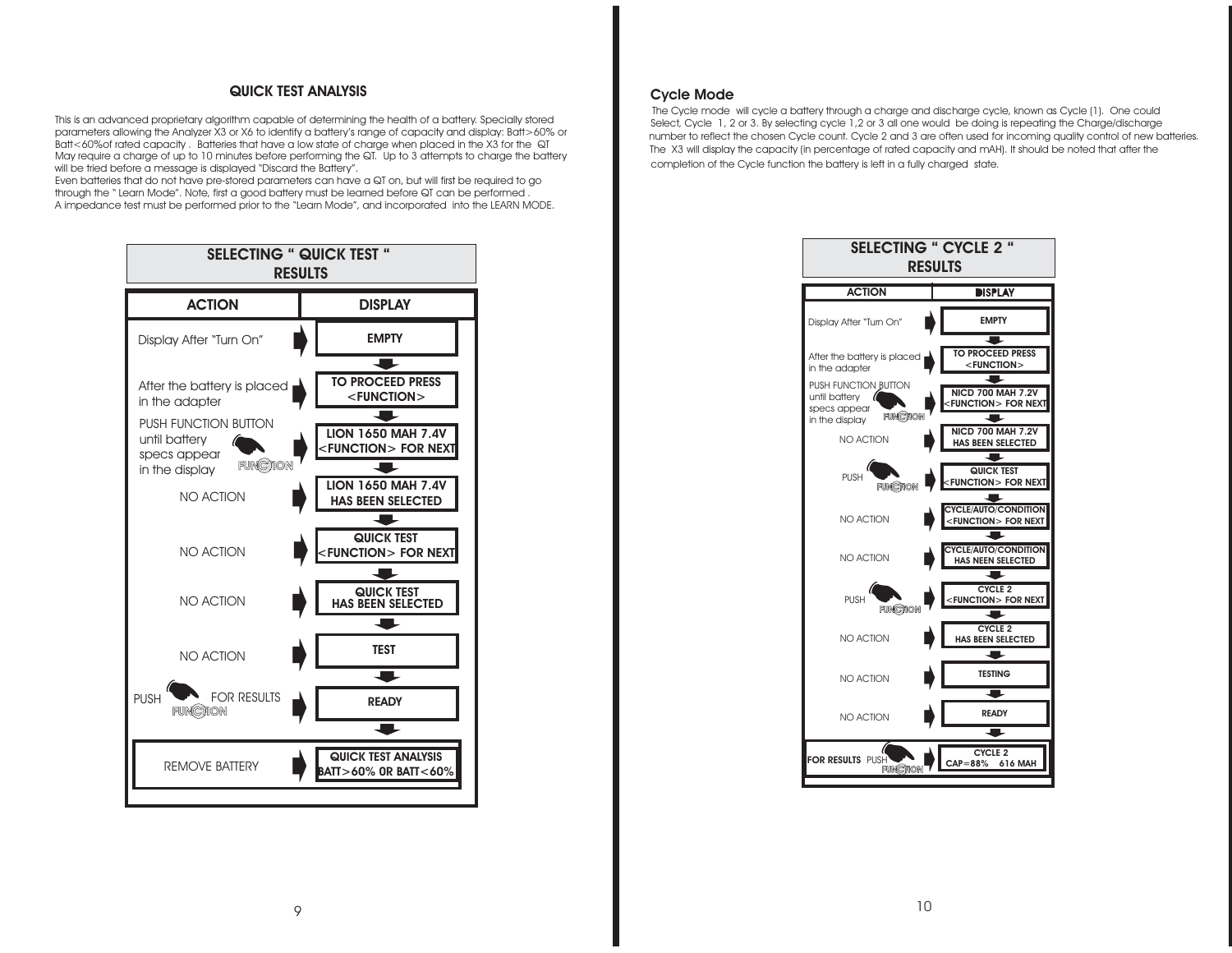## QUICK TEST ANALYSIS

This is an advanced proprietary algorithm capable of determining the health of a battery. Specially stored parameters allowing the Analyzer X3 or X6 to identify a battery's range of capacity and display: Batt>60% or Batt<60%of rated capacity . Batteries that have a low state of charge when placed in the X3 for the QT May require a charge of up to 10 minutes before performing the QT. Up to 3 attempts to charge the battery will be tried before a message is displayed "Discard the Battery".
Even batteries that do not have pre-stored parameters can have a QT on, but will first be required to go through the " Learn Mode". Note, first a good battery must be learned before QT can be performed .
A impedance test must be performed prior to the "Learn Mode", and incorporated into the LEARN MODE.

### SELECTING " QUICK TEST " RESULTS

| ACTION | DISPLAY |
|---|---|
| Display After "Turn On" | EMPTY |
| After the battery is placed in the adapter | TO PROCEED PRESS <FUNCTION> |
| PUSH FUNCTION BUTTON until battery specs appear in the display (FUNCTION) | LION 1650 MAH 7.4V <FUNCTION> FOR NEXT |
| NO ACTION | LION 1650 MAH 7.4V HAS BEEN SELECTED |
| NO ACTION | QUICK TEST <FUNCTION> FOR NEXT |
| NO ACTION | QUICK TEST HAS BEEN SELECTED |
| NO ACTION | TEST |
| PUSH (FUNCTION) FOR RESULTS | READY |
| REMOVE BATTERY | QUICK TEST ANALYSIS BATT>60% OR BATT<60% |

## Cycle Mode

The Cycle mode will cycle a battery through a charge and discharge cycle, known as Cycle (1). One could Select, Cycle 1, 2 or 3. By selecting cycle 1,2 or 3 all one would be doing is repeating the Charge/discharge number to reflect the chosen Cycle count. Cycle 2 and 3 are often used for incoming quality control of new batteries. The X3 will display the capacity (in percentage of rated capacity and mAH). It should be noted that after the completion of the Cycle function the battery is left in a fully charged state.

### SELECTING " CYCLE 2 " RESULTS

| ACTION | DISPLAY |
|---|---|
| Display After "Turn On" | EMPTY |
| After the battery is placed in the adapter | TO PROCEED PRESS <FUNCTION> |
| PUSH FUNCTION BUTTON until battery specs appear in the display (FUNCTION) | NICD 700 MAH 7.2V <FUNCTION> FOR NEXT |
| NO ACTION | NICD 700 MAH 7.2V HAS BEEN SELECTED |
| PUSH (FUNCTION) | QUICK TEST <FUNCTION> FOR NEXT |
| NO ACTION | CYCLE/AUTO/CONDITION <FUNCTION> FOR NEXT |
| NO ACTION | CYCLE/AUTO/CONDITION HAS NEEN SELECTED |
| PUSH (FUNCTION) | CYCLE 2 <FUNCTION> FOR NEXT |
| NO ACTION | CYCLE 2 HAS BEEN SELECTED |
| NO ACTION | TESTING |
| NO ACTION | READY |
| FOR RESULTS PUSH (FUNCTION) | CYCLE 2 CAP=88% 616 MAH |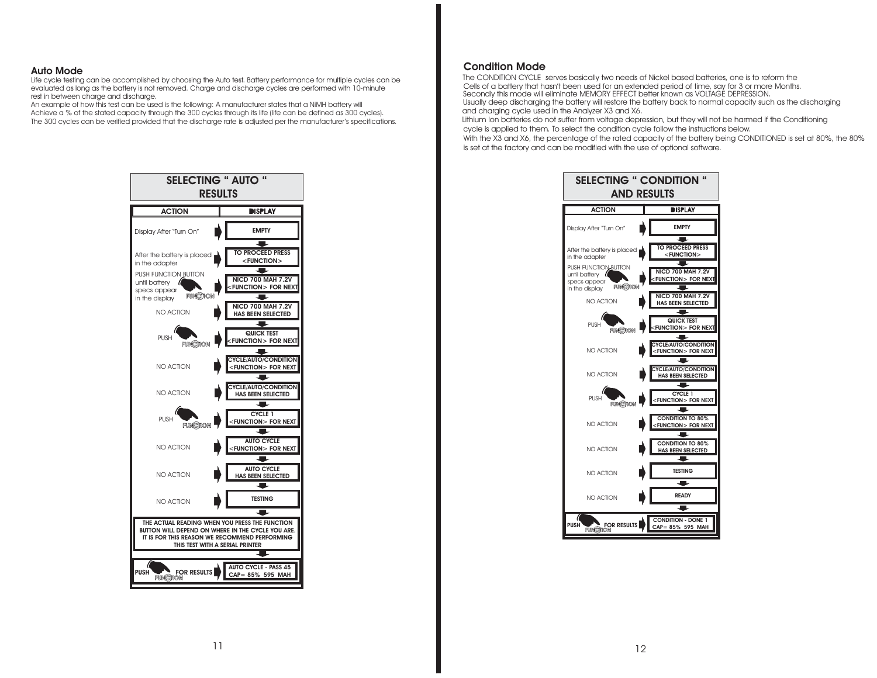## Auto Mode

Life cycle testing can be accomplished by choosing the Auto test. Battery performance for multiple cycles can be evaluated as long as the battery is not removed. Charge and discharge cycles are performed with 10-minute rest in between charge and discharge.

An example of how this test can be used is the following: A manufacturer states that a NiMH battery will Achieve a % of the stated capacity through the 300 cycles through its life (life can be defined as 300 cycles). The 300 cycles can be verified provided that the discharge rate is adjusted per the manufacturer's specifications.

### SELECTING " AUTO " RESULTS

| ACTION | DISPLAY |
| --- | --- |
| Display After "Turn On" | EMPTY |
| After the battery is placed in the adapter | TO PROCEED PRESS <FUNCTION> |
| PUSH FUNCTION BUTTON until battery specs appear in the display | NICD 700 MAH 7.2V <FUNCTION> FOR NEXT |
| NO ACTION | NICD 700 MAH 7.2V HAS BEEN SELECTED |
| PUSH FUNCTION | QUICK TEST <FUNCTION> FOR NEXT |
| NO ACTION | CYCLE/AUTO/CONDITION <FUNCTION> FOR NEXT |
| NO ACTION | CYCLE/AUTO/CONDITION HAS BEEN SELECTED |
| PUSH FUNCTION | CYCLE 1 <FUNCTION> FOR NEXT |
| NO ACTION | AUTO CYCLE <FUNCTION> FOR NEXT |
| NO ACTION | AUTO CYCLE HAS BEEN SELECTED |
| NO ACTION | TESTING |

THE ACTUAL READING WHEN YOU PRESS THE FUNCTION BUTTON WILL DEPEND ON WHERE IN THE CYCLE YOU ARE. IT IS FOR THIS REASON WE RECOMMEND PERFORMING THIS TEST WITH A SERIAL PRINTER

| ACTION | DISPLAY |
| --- | --- |
| PUSH FUNCTION FOR RESULTS | AUTO CYCLE - PASS 45 CAP= 85% 595 MAH |

## Condition Mode

The CONDITION CYCLE serves basically two needs of Nickel based batteries, one is to reform the Cells of a battery that hasn't been used for an extended period of time, say for 3 or more Months. Secondly this mode will eliminate MEMORY EFFECT better known as VOLTAGE DEPRESSION.

Usually deep discharging the battery will restore the battery back to normal capacity such as the discharging and charging cycle used in the Analyzer X3 and X6.

Lithium Ion batteries do not suffer from voltage depression, but they will not be harmed if the Conditioning cycle is applied to them. To select the condition cycle follow the instructions below.

With the X3 and X6, the percentage of the rated capacity of the battery being CONDITIONED is set at 80%, the 80% is set at the factory and can be modified with the use of optional software.

### SELECTING " CONDITION " AND RESULTS

| ACTION | DISPLAY |
| --- | --- |
| Display After "Turn On" | EMPTY |
| After the battery is placed in the adapter | TO PROCEED PRESS <FUNCTION> |
| PUSH FUNCTION BUTTON until battery specs appear in the display | NICD 700 MAH 7.2V <FUNCTION> FOR NEXT |
| NO ACTION | NICD 700 MAH 7.2V HAS BEEN SELECTED |
| PUSH FUNCTION | QUICK TEST <FUNCTION> FOR NEXT |
| NO ACTION | CYCLE/AUTO/CONDITION <FUNCTION> FOR NEXT |
| NO ACTION | CYCLE/AUTO/CONDITION HAS BEEN SELECTED |
| PUSH FUNCTION | CYCLE 1 <FUNCTION> FOR NEXT |
| NO ACTION | CONDITION TO 80% <FUNCTION> FOR NEXT |
| NO ACTION | CONDITION TO 80% HAS BEEN SELECTED |
| NO ACTION | TESTING |
| NO ACTION | READY |
| PUSH FUNCTION FOR RESULTS | CONDITION - DONE 1 CAP= 85% 595 MAH |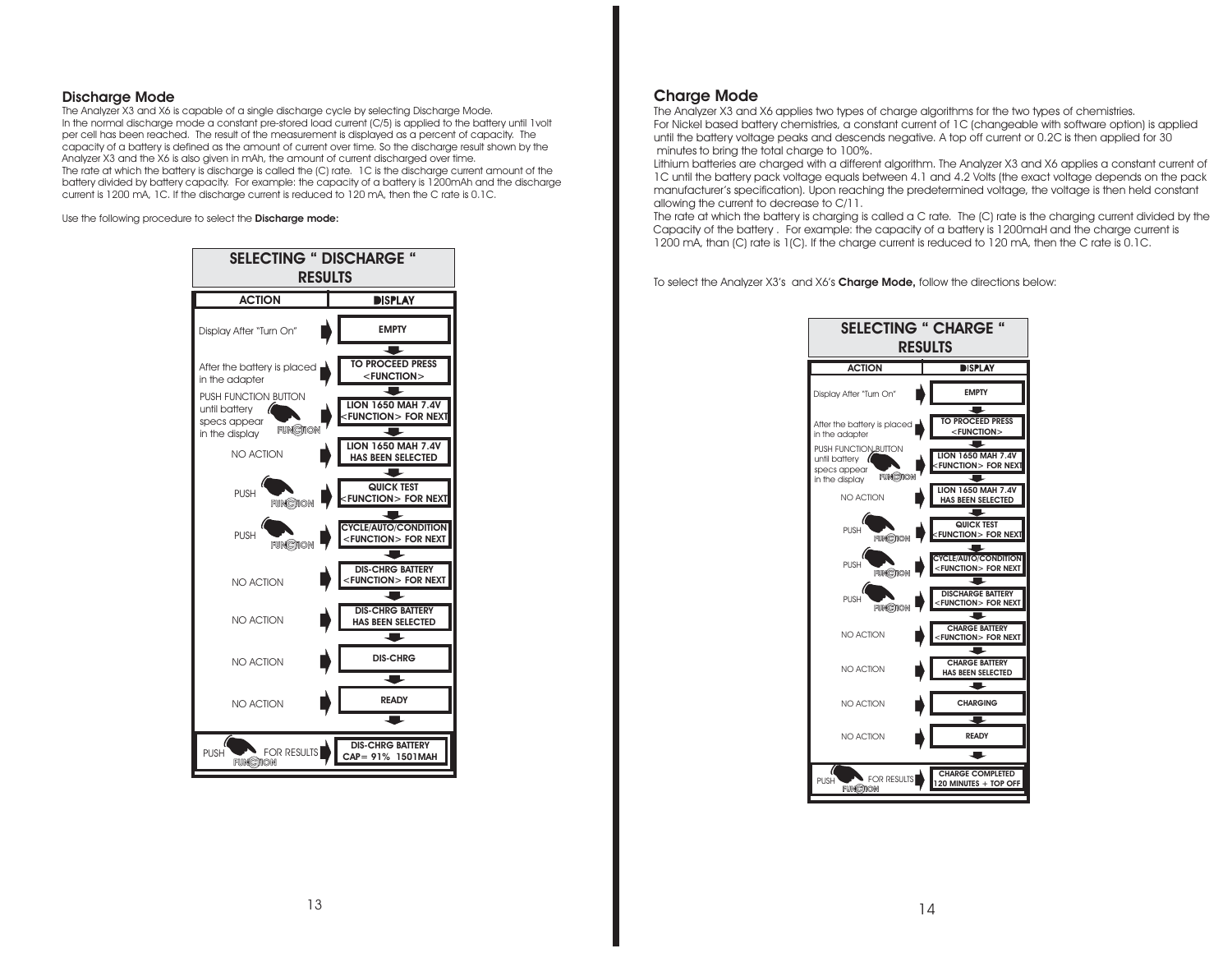## Discharge Mode

The Analyzer X3 and X6 is capable of a single discharge cycle by selecting Discharge Mode.
In the normal discharge mode a constant pre-stored load current (C/5) is applied to the battery until 1volt per cell has been reached. The result of the measurement is displayed as a percent of capacity. The capacity of a battery is defined as the amount of current over time. So the discharge result shown by the Analyzer X3 and the X6 is also given in mAh, the amount of current discharged over time.
The rate at which the battery is discharge is called the (C) rate. 1C is the discharge current amount of the battery divided by battery capacity. For example: the capacity of a battery is 1200mAh and the discharge current is 1200 mA, 1C. If the discharge current is reduced to 120 mA, then the C rate is 0.1C.

Use the following procedure to select the **Discharge mode:**

**SELECTING " DISCHARGE " RESULTS**

| ACTION | DISPLAY |
|---|---|
| Display After "Turn On" | EMPTY |
| After the battery is placed in the adapter | TO PROCEED PRESS <FUNCTION> |
| PUSH FUNCTION BUTTON until battery specs appear in the display | LION 1650 MAH 7.4V <FUNCTION> FOR NEXT |
| NO ACTION | LION 1650 MAH 7.4V HAS BEEN SELECTED |
| PUSH | QUICK TEST <FUNCTION> FOR NEXT |
| PUSH | CYCLE/AUTO/CONDITION <FUNCTION> FOR NEXT |
| NO ACTION | DIS-CHRG BATTERY <FUNCTION> FOR NEXT |
| NO ACTION | DIS-CHRG BATTERY HAS BEEN SELECTED |
| NO ACTION | DIS-CHRG |
| NO ACTION | READY |
| PUSH FOR RESULTS | DIS-CHRG BATTERY CAP= 91% 1501MAH |

## Charge Mode

The Analyzer X3 and X6 applies two types of charge algorithms for the two types of chemistries.
For Nickel based battery chemistries, a constant current of 1C (changeable with software option) is applied until the battery voltage peaks and descends negative. A top off current or 0.2C is then applied for 30 minutes to bring the total charge to 100%.
Lithium batteries are charged with a different algorithm. The Analyzer X3 and X6 applies a constant current of 1C until the battery pack voltage equals between 4.1 and 4.2 Volts (the exact voltage depends on the pack manufacturer's specification). Upon reaching the predetermined voltage, the voltage is then held constant allowing the current to decrease to C/11.
The rate at which the battery is charging is called a C rate. The (C) rate is the charging current divided by the Capacity of the battery . For example: the capacity of a battery is 1200maH and the charge current is 1200 mA, than (C) rate is 1(C). If the charge current is reduced to 120 mA, then the C rate is 0.1C.

To select the Analyzer X3's and X6's **Charge Mode,** follow the directions below:

**SELECTING " CHARGE " RESULTS**

| ACTION | DISPLAY |
|---|---|
| Display After "Turn On" | EMPTY |
| After the battery is placed in the adapter | TO PROCEED PRESS <FUNCTION> |
| PUSH FUNCTION BUTTON until battery specs appear in the display | LION 1650 MAH 7.4V <FUNCTION> FOR NEXT |
| NO ACTION | LION 1650 MAH 7.4V HAS BEEN SELECTED |
| PUSH | QUICK TEST <FUNCTION> FOR NEXT |
| PUSH | CYCLE/AUTO/CONDITION <FUNCTION> FOR NEXT |
| PUSH | DISCHARGE BATTERY <FUNCTION> FOR NEXT |
| NO ACTION | CHARGE BATTERY <FUNCTION> FOR NEXT |
| NO ACTION | CHARGE BATTERY HAS BEEN SELECTED |
| NO ACTION | CHARGING |
| NO ACTION | READY |
| PUSH FOR RESULTS | CHARGE COMPLETED 120 MINUTES + TOP OFF |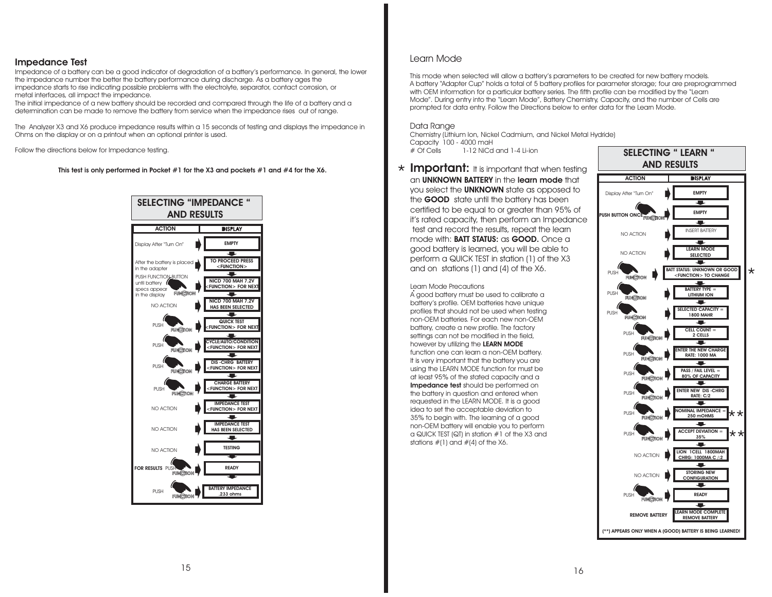## Impedance Test

Impedance of a battery can be a good indicator of degradation of a battery's performance. In general, the lower the impedance number the better the battery performance during discharge. As a battery ages the impedance starts to rise indicating possible problems with the electrolyte, separator, contact corrosion, or metal interfaces, all impact the impedance.
The initial impedance of a new battery should be recorded and compared through the life of a battery and a determination can be made to remove the battery from service when the impedance rises out of range.

The Analyzer X3 and X6 produce impedance results within a 15 seconds of testing and displays the impedance in Ohms on the display or on a printout when an optional printer is used.

Follow the directions below for Impedance testing.

**This test is only performed in Pocket #1 for the X3 and pockets #1 and #4 for the X6.**

### SELECTING "IMPEDANCE " AND RESULTS

| ACTION | DISPLAY |
|---|---|
| Display After "Turn On" | EMPTY |
| After the battery is placed in the adapter | TO PROCEED PRESS <FUNCTION> |
| PUSH FUNCTION BUTTON until battery specs appear in the display | NICD 700 MAH 7.2V <FUNCTION> FOR NEXT |
| NO ACTION | NICD 700 MAH 7.2V HAS BEEN SELECTED |
| PUSH FUNCTION | QUICK TEST <FUNCTION> FOR NEXT |
| PUSH FUNCTION | CYCLE/AUTO/CONDITION <FUNCTION> FOR NEXT |
| PUSH FUNCTION | DIS -CHRG BATTERY <FUNCTION> FOR NEXT |
| PUSH FUNCTION | CHARGE BATTERY <FUNCTION> FOR NEXT |
| NO ACTION | IMPEDANCE TEST <FUNCTION> FOR NEXT |
| NO ACTION | IMPEDANCE TEST HAS BEEN SELECTED |
| NO ACTION | TESTING |
| FOR RESULTS PUSH FUNCTION | READY |
| PUSH FUNCTION | BATTERY IMPEDANCE .233 ohms |

## Learn Mode

This mode when selected will allow a battery's parameters to be created for new battery models. A battery "Adapter Cup" holds a total of 5 battery profiles for parameter storage; four are preprogrammed with OEM information for a particular battery series. The fifth profile can be modified by the "Learn Mode". During entry into the "Learn Mode", Battery Chemistry, Capacity, and the number of Cells are prompted for data entry. Follow the Directions below to enter data for the Learn Mode.

Data Range
Chemistry (Lithium Ion, Nickel Cadmium, and Nickel Metal Hydride)
Capacity 100 - 4000 maH
# Of Cells 1-12 NiCd and 1-4 Li-ion

* **Important:** It is important that when testing an **UNKNOWN BATTERY** in the **learn mode** that you select the **UNKNOWN** state as opposed to the **GOOD** state until the battery has been certified to be equal to or greater than 95% of it's rated capacity, then perform an Impedance test and record the results, repeat the learn mode with: **BATT STATUS:** as **GOOD.** Once a good battery is learned, you will be able to perform a QUICK TEST in station (1) of the X3 and on stations (1) and (4) of the X6.

Learn Mode Precautions
A good battery must be used to calibrate a battery's profile. OEM batteries have unique profiles that should not be used when testing non-OEM batteries. For each new non-OEM battery, create a new profile. The factory settings can not be modified in the field, however by utilizing the **LEARN MODE** function one can learn a non-OEM battery. It is very important that the battery you are using the LEARN MODE function for must be at least 95% of the stated capacity and a **Impedance test** should be performed on the battery in question and entered when requested in the LEARN MODE. It is a good idea to set the acceptable deviation to 35% to begin with. The learning of a good non-OEM battery will enable you to perform a QUICK TEST (QT) in station #1 of the X3 and stations #(1) and #(4) of the X6.

### SELECTING " LEARN " AND RESULTS

| ACTION | DISPLAY |
|---|---|
| Display After "Turn On" | EMPTY |
| PUSH BUTTON ONCE FUNCTION | EMPTY |
| NO ACTION | INSERT BATTERY |
| NO ACTION | LEARN MODE SELECTED |
| PUSH FUNCTION | BATT STATUS: UNKNOWN OR GOOD <FUNCTION> TO CHANGE * |
| PUSH FUNCTION | BATTERY TYPE = LITHIUM ION |
| PUSH FUNCTION | SELECTED CAPACITY = 1800 MAHR |
| PUSH FUNCTION | CELL COUNT = 2 CELLS |
| PUSH FUNCTION | ENTER THE NEW CHARGE RATE: 1000 MA |
| PUSH FUNCTION | PASS / FAIL LEVEL = 80% OF CAPACITY |
| PUSH FUNCTION | ENTER NEW DIS -CHRG RATE: C/2 |
| PUSH FUNCTION | NOMINAL IMPEDANCE = 250 mOHMS ** |
| PUSH FUNCTION | ACCEPT DEVIATION = 35% ** |
| NO ACTION | LION 1CELL 1800MAH CHRG: 1000MA C /:2 |
| NO ACTION | STORING NEW CONFIGURATION |
| PUSH FUNCTION | READY |
| REMOVE BATTERY | LEARN MODE COMPLETE REMOVE BATTERY |

(**) APPEARS ONLY WHEN A (GOOD) BATTERY IS BEING LEARNED!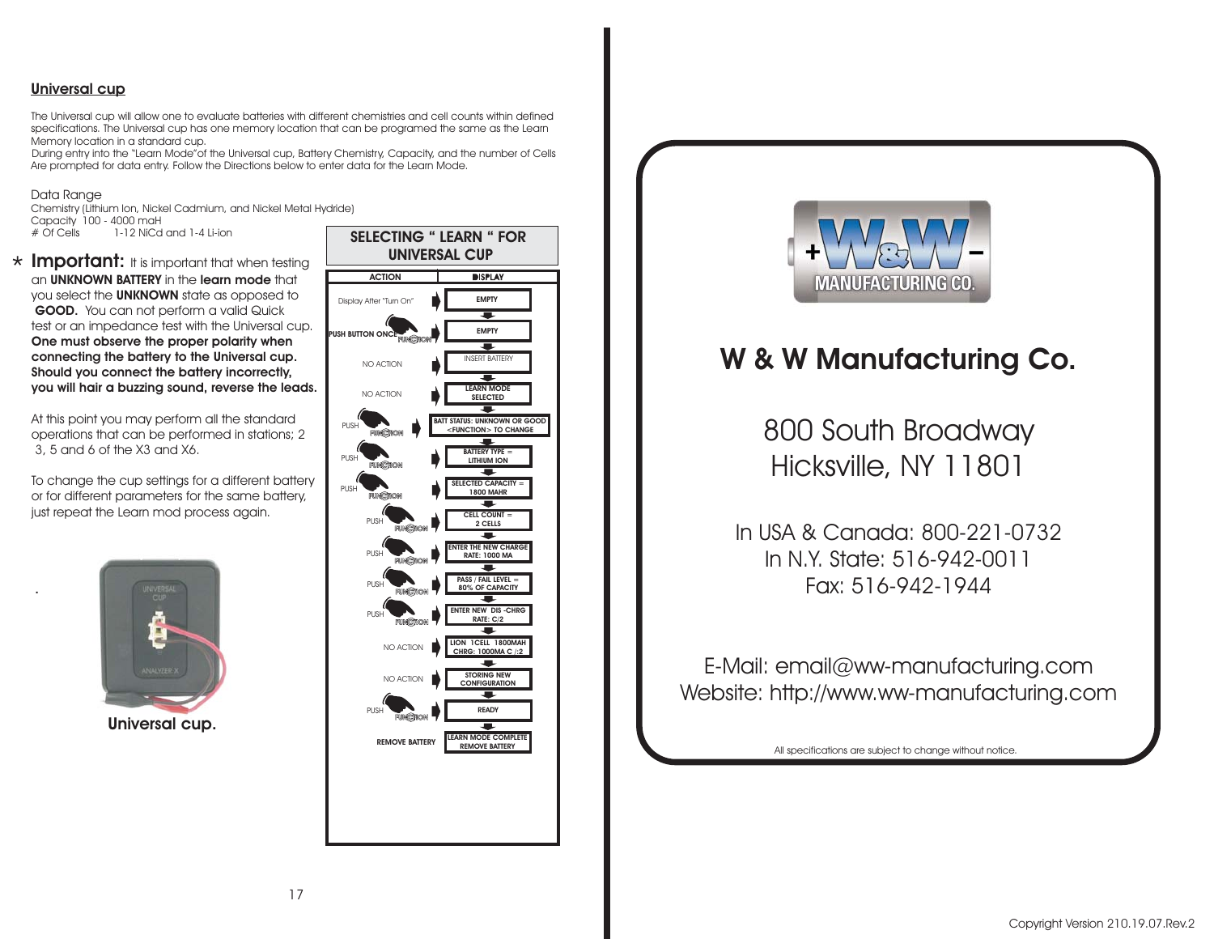## Universal cup

The Universal cup will allow one to evaluate batteries with different chemistries and cell counts within defined specifications. The Universal cup has one memory location that can be programed the same as the Learn Memory location in a standard cup.
During entry into the "Learn Mode"of the Universal cup, Battery Chemistry, Capacity, and the number of Cells Are prompted for data entry. Follow the Directions below to enter data for the Learn Mode.

Data Range
Chemistry (Lithium Ion, Nickel Cadmium, and Nickel Metal Hydride)
Capacity 100 - 4000 maH
# Of Cells 1-12 NiCd and 1-4 Li-ion

* **Important:** It is important that when testing an **UNKNOWN BATTERY** in the **learn mode** that you select the **UNKNOWN** state as opposed to **GOOD.** You can not perform a valid Quick test or an impedance test with the Universal cup. **One must observe the proper polarity when connecting the battery to the Universal cup. Should you connect the battery incorrectly, you will hair a buzzing sound, reverse the leads.**

At this point you may perform all the standard operations that can be performed in stations; 2 3, 5 and 6 of the X3 and X6.

To change the cup settings for a different battery or for different parameters for the same battery, just repeat the Learn mod process again.

**Universal cup.**

### SELECTING " LEARN " FOR UNIVERSAL CUP

| ACTION | DISPLAY |
|---|---|
| Display After "Turn On" | EMPTY |
| PUSH BUTTON ONCE FUNCTION | EMPTY |
| NO ACTION | INSERT BATTERY |
| NO ACTION | LEARN MODE SELECTED |
| PUSH FUNCTION | BATT STATUS: UNKNOWN OR GOOD <FUNCTION> TO CHANGE |
| PUSH FUNCTION | BATTERY TYPE = LITHIUM ION |
| PUSH FUNCTION | SELECTED CAPACITY = 1800 MAHR |
| PUSH FUNCTION | CELL COUNT = 2 CELLS |
| PUSH FUNCTION | ENTER THE NEW CHARGE RATE: 1000 MA |
| PUSH FUNCTION | PASS / FAIL LEVEL = 80% OF CAPACITY |
| PUSH FUNCTION | ENTER NEW DIS -CHRG RATE: C/2 |
| NO ACTION | LION 1CELL 1800MAH CHRG: 1000MA C /:2 |
| NO ACTION | STORING NEW CONFIGURATION |
| PUSH FUNCTION | READY |
| REMOVE BATTERY | LEARN MODE COMPLETE REMOVE BATTERY |

+ W&W − MANUFACTURING CO.

# W & W Manufacturing Co.

800 South Broadway
Hicksville, NY 11801

In USA & Canada: 800-221-0732
In N.Y. State: 516-942-0011
Fax: 516-942-1944

E-Mail: email@ww-manufacturing.com
Website: http://www.ww-manufacturing.com

All specifications are subject to change without notice.

Copyright Version 210.19.07.Rev.2